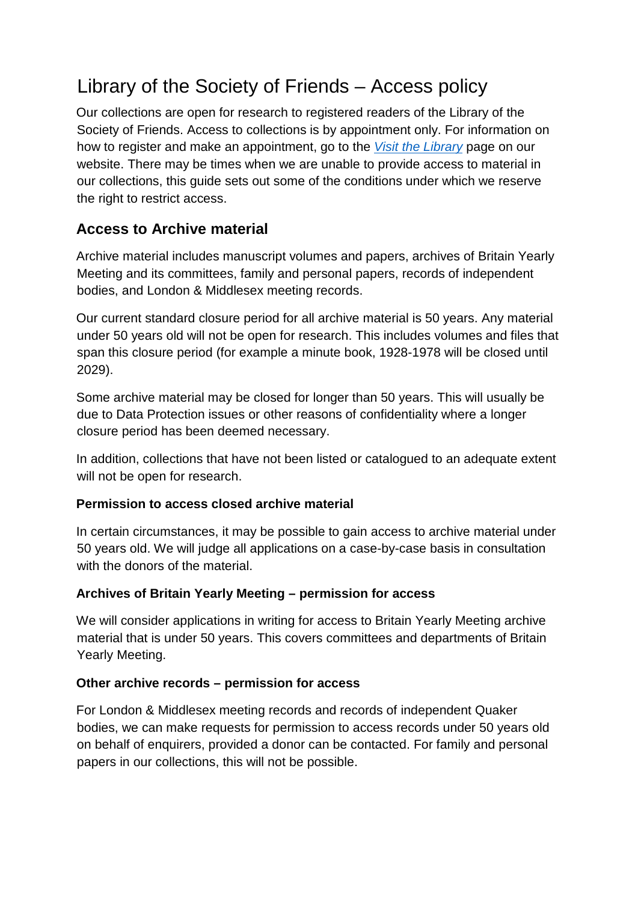# Library of the Society of Friends – Access policy

Our collections are open for research to registered readers of the Library of the Society of Friends. Access to collections is by appointment only. For information on how to register and make an appointment, go to the *Visit the Library* page on our website. There may be times when we are unable to provide access to material in our collections, this guide sets out some of the conditions under which we reserve the right to restrict access.

## Access to Archive material

Archive material includes manuscript volumes and papers, archives of Britain Yearly Meeting and its committees, family and personal papers, records of independent bodies, and London & Middlesex meeting records.

Our current standard closure period for all archive material is 50 years. Any material under 50 years old will not be open for research. This includes volumes and files that span this closure period (for example a minute book, 1928-1978 will be closed until 2029).

Some archive material may be closed for longer than 50 years. This will usually be due to Data Protection issues or other reasons of confidentiality where a longer closure period has been deemed necessary.

In addition, collections that have not been listed or catalogued to an adequate extent will not be open for research.

### Permission to access closed archive material

In certain circumstances, it may be possible to gain access to archive material under 50 years old. We will judge all applications on a case-by-case basis in consultation with the donors of the material.

### Archives of Britain Yearly Meeting – permission for access

We will consider applications in writing for access to Britain Yearly Meeting archive material that is under 50 years. This covers committees and departments of Britain Yearly Meeting.

### Other archive records – permission for access

For London & Middlesex meeting records and records of independent Quaker bodies, we can make requests for permission to access records under 50 years old on behalf of enquirers, provided a donor can be contacted. For family and personal papers in our collections, this will not be possible.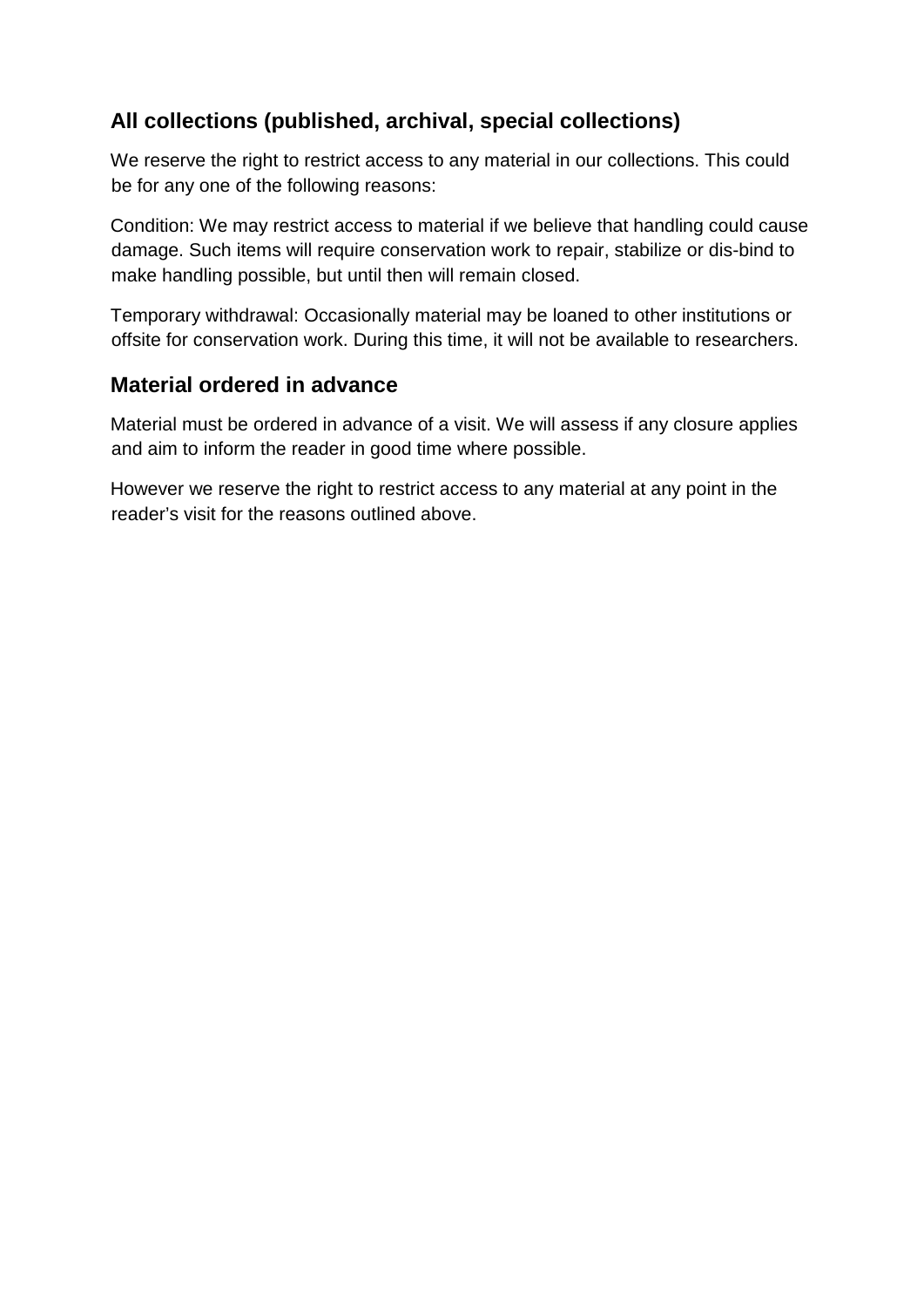## All collections (published, archival, special collections)

We reserve the right to restrict access to any material in our collections. This could be for any one of the following reasons:

Condition: We may restrict access to material if we believe that handling could cause damage. Such items will require conservation work to repair, stabilize or dis-bind to make handling possible, but until then will remain closed.

Temporary withdrawal: Occasionally material may be loaned to other institutions or offsite for conservation work. During this time, it will not be available to researchers.

## Material ordered in advance

Material must be ordered in advance of a visit. We will assess if any closure applies and aim to inform the reader in good time where possible.

However we reserve the right to restrict access to any material at any point in the reader's visit for the reasons outlined above.